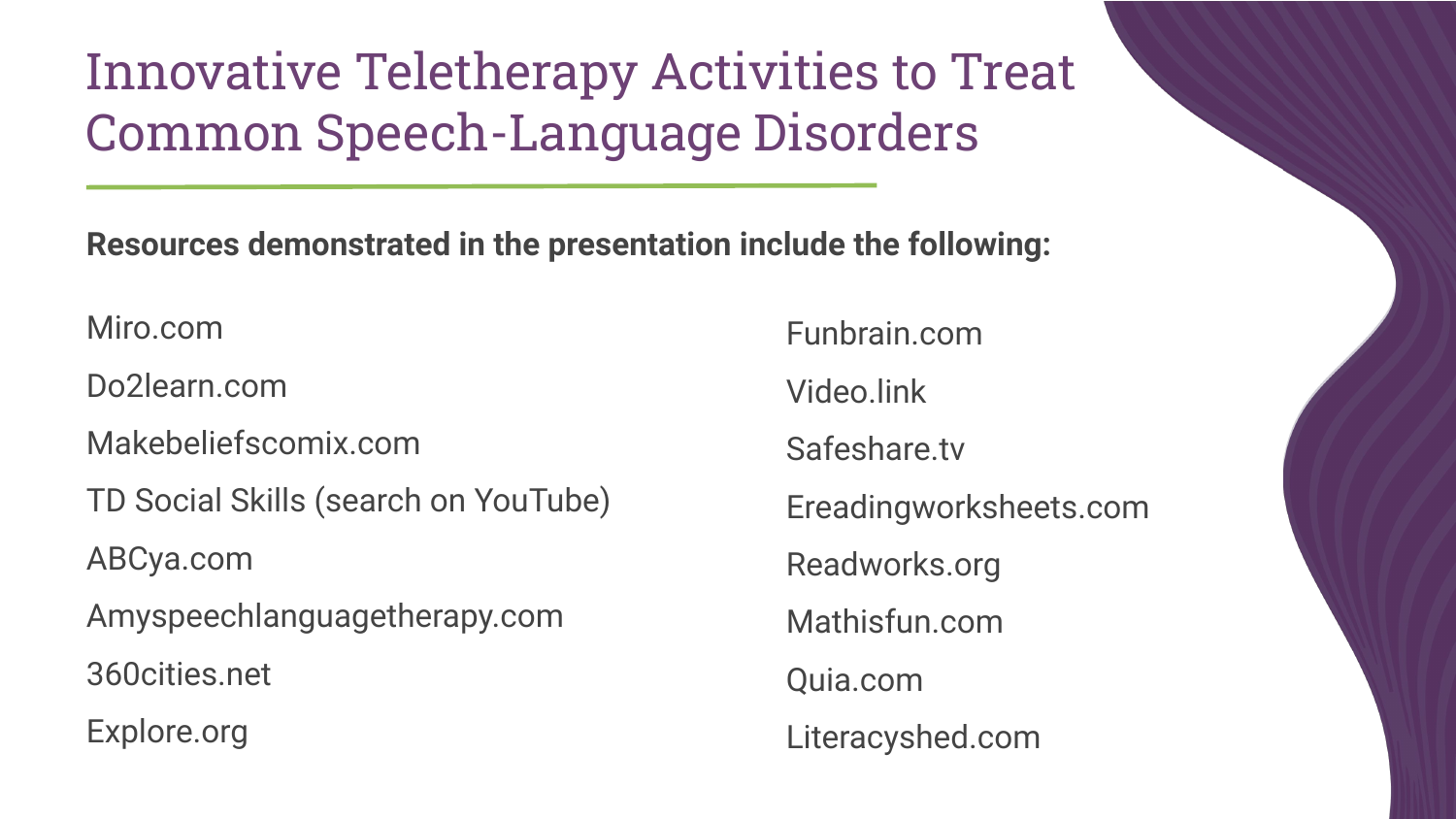# Innovative Teletherapy Activities to Treat Common Speech-Language Disorders

**Resources demonstrated in the presentation include the following:**

- Miro.com
- Do2learn.com
- Makebeliefscomix.com
- TD Social Skills (search on YouTube)
- ABCya.com
- Amyspeechlanguagetherapy.com
- 360cities.net
- Explore.org
- Funbrain.com
- Video.link
- Safeshare.tv
- Ereadingworksheets.com
- Readworks.org
- Mathisfun.com
- Quia.com
- Literacyshed.com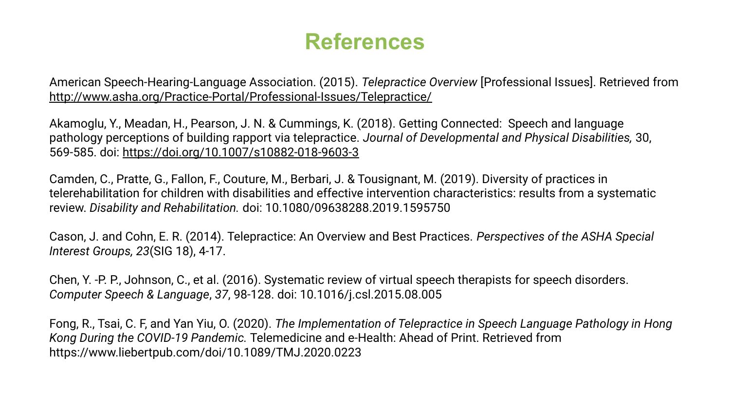# References

American Speech-Hearing-Language Association. (2015). *Telepractice Overview* [Professional Issues]. Retrieved from http://www.asha.org/Practice-Portal/Professional-Issues/Telepractice/

Akamoglu, Y., Meadan, H., Pearson, J. N. & Cummings, K. (2018). Getting Connected: Speech and language pathology perceptions of building rapport via telepractice. *Journal of Developmental and Physical Disabilities,* 30, 569-585. doi: https://doi.org/10.1007/s10882-018-9603-3

Camden, C., Pratte, G., Fallon, F., Couture, M., Berbari, J. & Tousignant, M. (2019). Diversity of practices in telerehabilitation for children with disabilities and effective intervention characteristics: results from a systematic review. *Disability and Rehabilitation.* doi: 10.1080/09638288.2019.1595750

Cason, J. and Cohn, E. R. (2014). Telepractice: An Overview and Best Practices. *Perspectives of the ASHA Special Interest Groups, 23*(SIG 18), 4-17.

Chen, Y. -P. P., Johnson, C., et al. (2016). Systematic review of virtual speech therapists for speech disorders. *Computer Speech & Language*, *37*, 98-128. doi: 10.1016/j.csl.2015.08.005

Fong, R., Tsai, C. F, and Yan Yiu, O. (2020). *The Implementation of Telepractice in Speech Language Pathology in Hong Kong During the COVID-19 Pandemic.* Telemedicine and e-Health: Ahead of Print. Retrieved from https://www.liebertpub.com/doi/10.1089/TMJ.2020.0223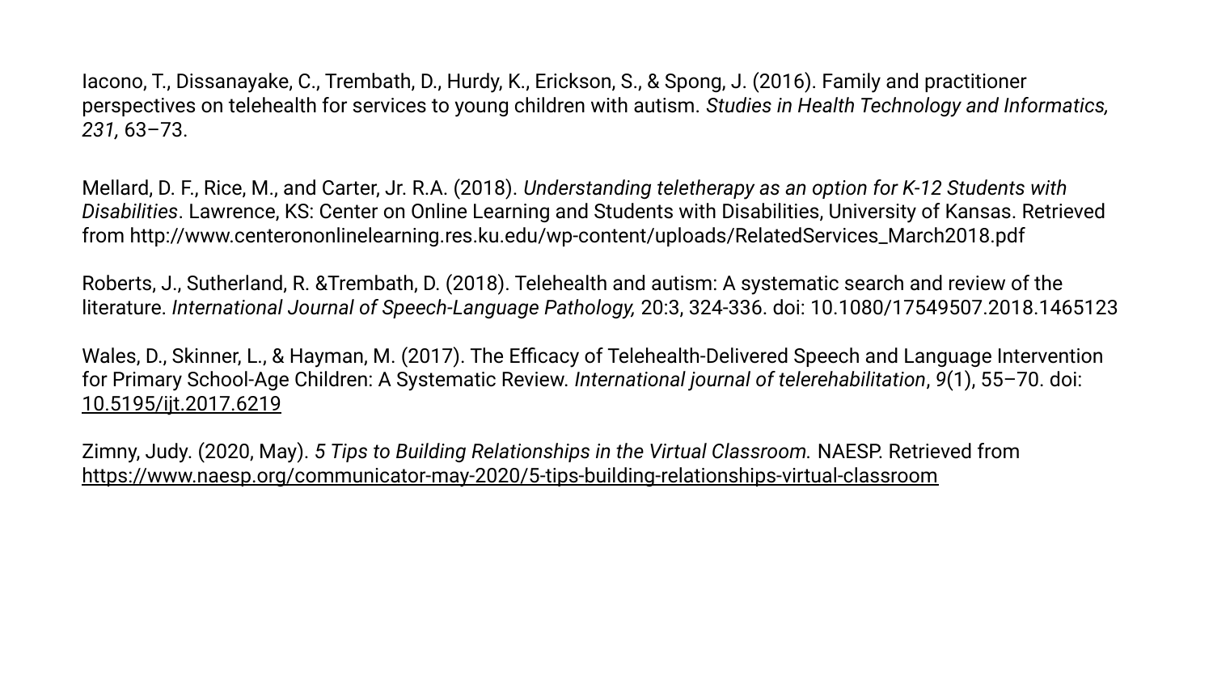Iacono, T., Dissanayake, C., Trembath, D., Hurdy, K., Erickson, S., & Spong, J. (2016). Family and practitioner perspectives on telehealth for services to young children with autism. *Studies in Health Technology and Informatics, 231*, 63–73.

Mellard, D. F., Rice, M., and Carter, Jr. R.A. (2018). *Understanding teletherapy as an option for K-12 Students with Disabilities*. Lawrence, KS: Center on Online Learning and Students with Disabilities, University of Kansas. Retrieved from http://www.centerononlinelearning.res.ku.edu/wp-content/uploads/RelatedServices_March2018.pdf

Roberts, J., Sutherland, R. &Trembath, D. (2018). Telehealth and autism: A systematic search and review of the literature. *International Journal of Speech-Language Pathology,* 20:3, 324-336. doi: 10.1080/17549507.2018.1465123

Wales, D., Skinner, L., & Hayman, M. (2017). The Efficacy of Telehealth-Delivered Speech and Language Intervention for Primary School-Age Children: A Systematic Review. *International journal of telerehabilitation*, *9*(1), 55–70. doi: 10.5195/ijt.2017.6219

Zimny, Judy. (2020, May). *5 Tips to Building Relationships in the Virtual Classroom.* NAESP. Retrieved from https://www.naesp.org/communicator-may-2020/5-tips-building-relationships-virtual-classroom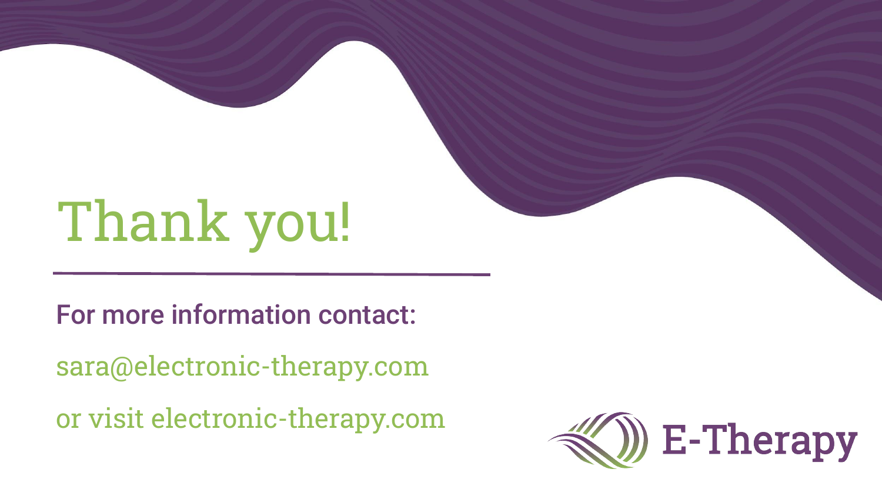# Thank you!

**For more information contact:**

sara@electronic-therapy.com

or visit electronic-therapy.com

E-Therapy